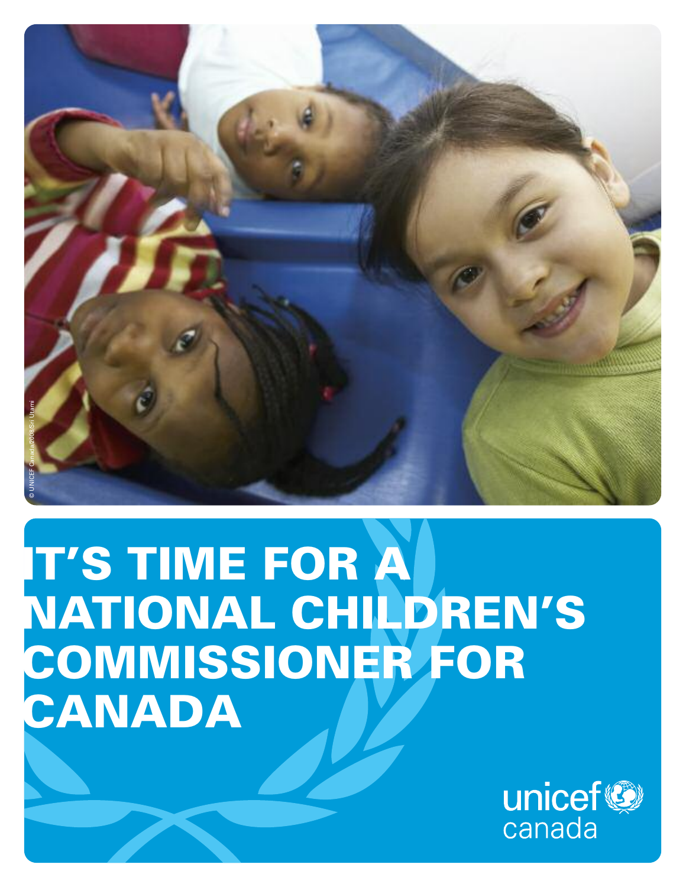© UNICEF Canada/2008/Sri Utami

# IT'S TIME FOR A NATIONAL CHILDREN'S COMMISSIONER FOR CANADA

unicef canada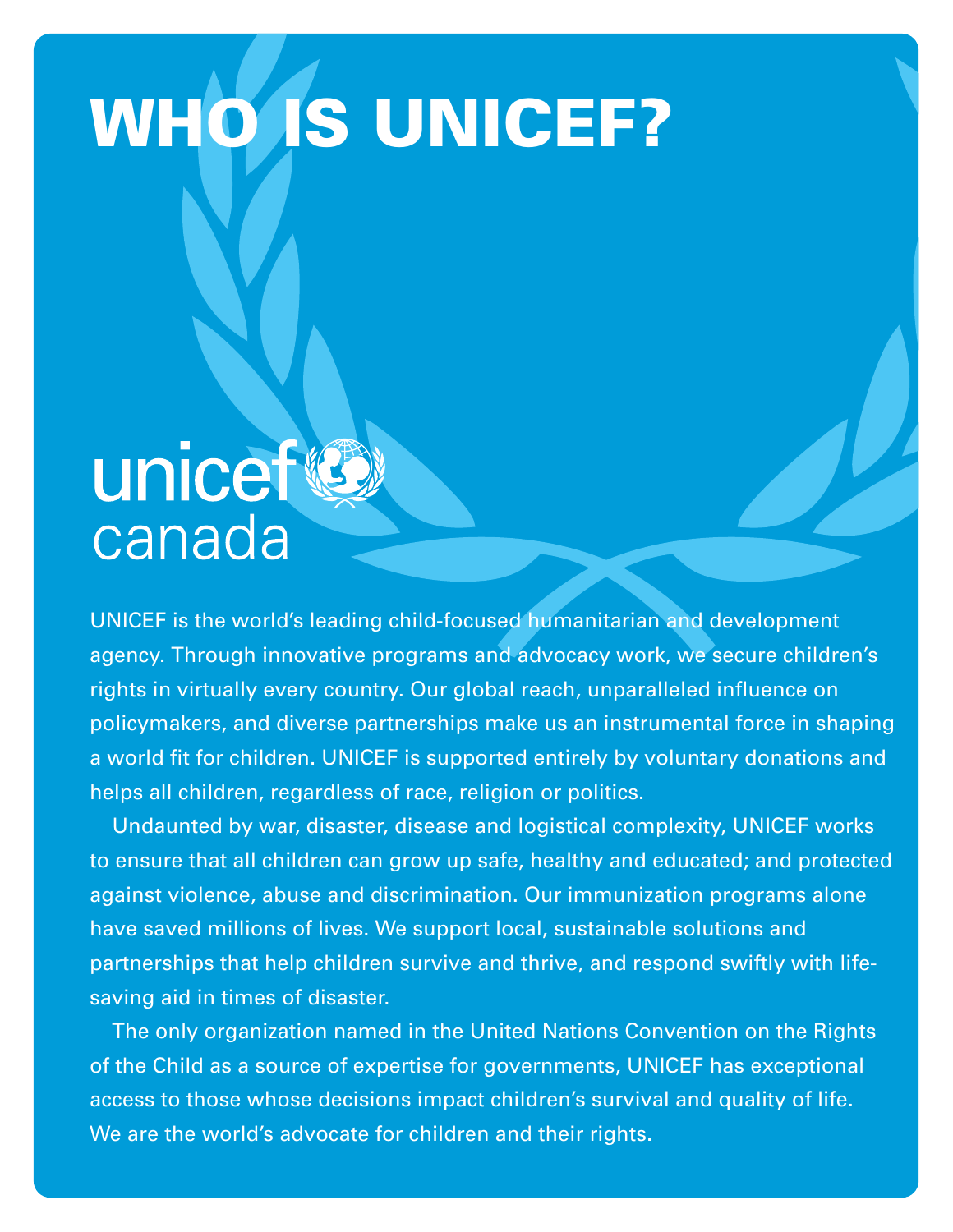# WHO IS UNICEF?

unicef
canada

UNICEF is the world's leading child-focused humanitarian and development agency. Through innovative programs and advocacy work, we secure children's rights in virtually every country. Our global reach, unparalleled influence on policymakers, and diverse partnerships make us an instrumental force in shaping a world fit for children. UNICEF is supported entirely by voluntary donations and helps all children, regardless of race, religion or politics.

Undaunted by war, disaster, disease and logistical complexity, UNICEF works to ensure that all children can grow up safe, healthy and educated; and protected against violence, abuse and discrimination. Our immunization programs alone have saved millions of lives. We support local, sustainable solutions and partnerships that help children survive and thrive, and respond swiftly with life-saving aid in times of disaster.

The only organization named in the United Nations Convention on the Rights of the Child as a source of expertise for governments, UNICEF has exceptional access to those whose decisions impact children's survival and quality of life. We are the world's advocate for children and their rights.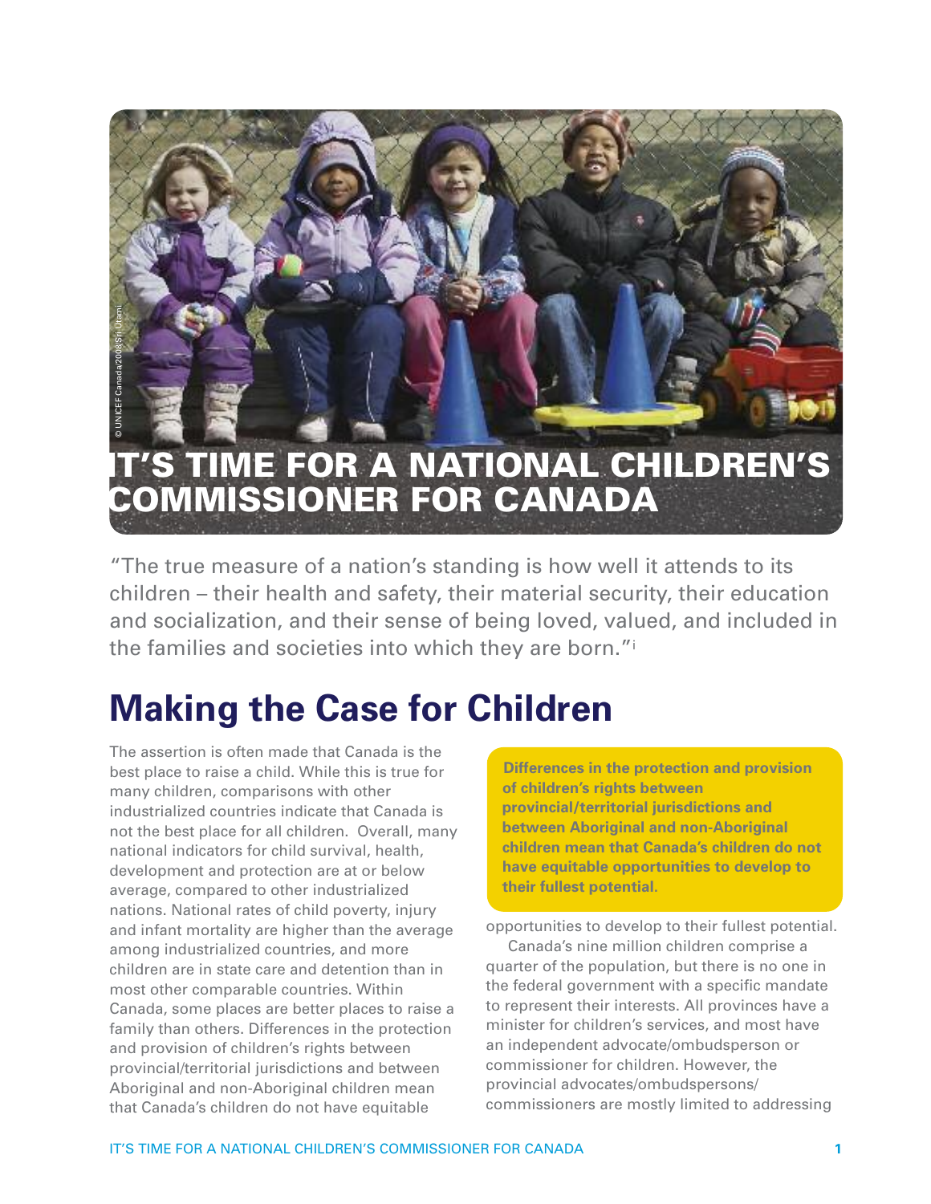# IT'S TIME FOR A NATIONAL CHILDREN'S COMMISSIONER FOR CANADA

"The true measure of a nation's standing is how well it attends to its children – their health and safety, their material security, their education and socialization, and their sense of being loved, valued, and included in the families and societies into which they are born."[i]

## Making the Case for Children

The assertion is often made that Canada is the best place to raise a child. While this is true for many children, comparisons with other industrialized countries indicate that Canada is not the best place for all children. Overall, many national indicators for child survival, health, development and protection are at or below average, compared to other industrialized nations. National rates of child poverty, injury and infant mortality are higher than the average among industrialized countries, and more children are in state care and detention than in most other comparable countries. Within Canada, some places are better places to raise a family than others. Differences in the protection and provision of children's rights between provincial/territorial jurisdictions and between Aboriginal and non-Aboriginal children mean that Canada's children do not have equitable opportunities to develop to their fullest potential.

**Differences in the protection and provision of children's rights between provincial/territorial jurisdictions and between Aboriginal and non-Aboriginal children mean that Canada's children do not have equitable opportunities to develop to their fullest potential.**

Canada's nine million children comprise a quarter of the population, but there is no one in the federal government with a specific mandate to represent their interests. All provinces have a minister for children's services, and most have an independent advocate/ombudsperson or commissioner for children. However, the provincial advocates/ombudspersons/ commissioners are mostly limited to addressing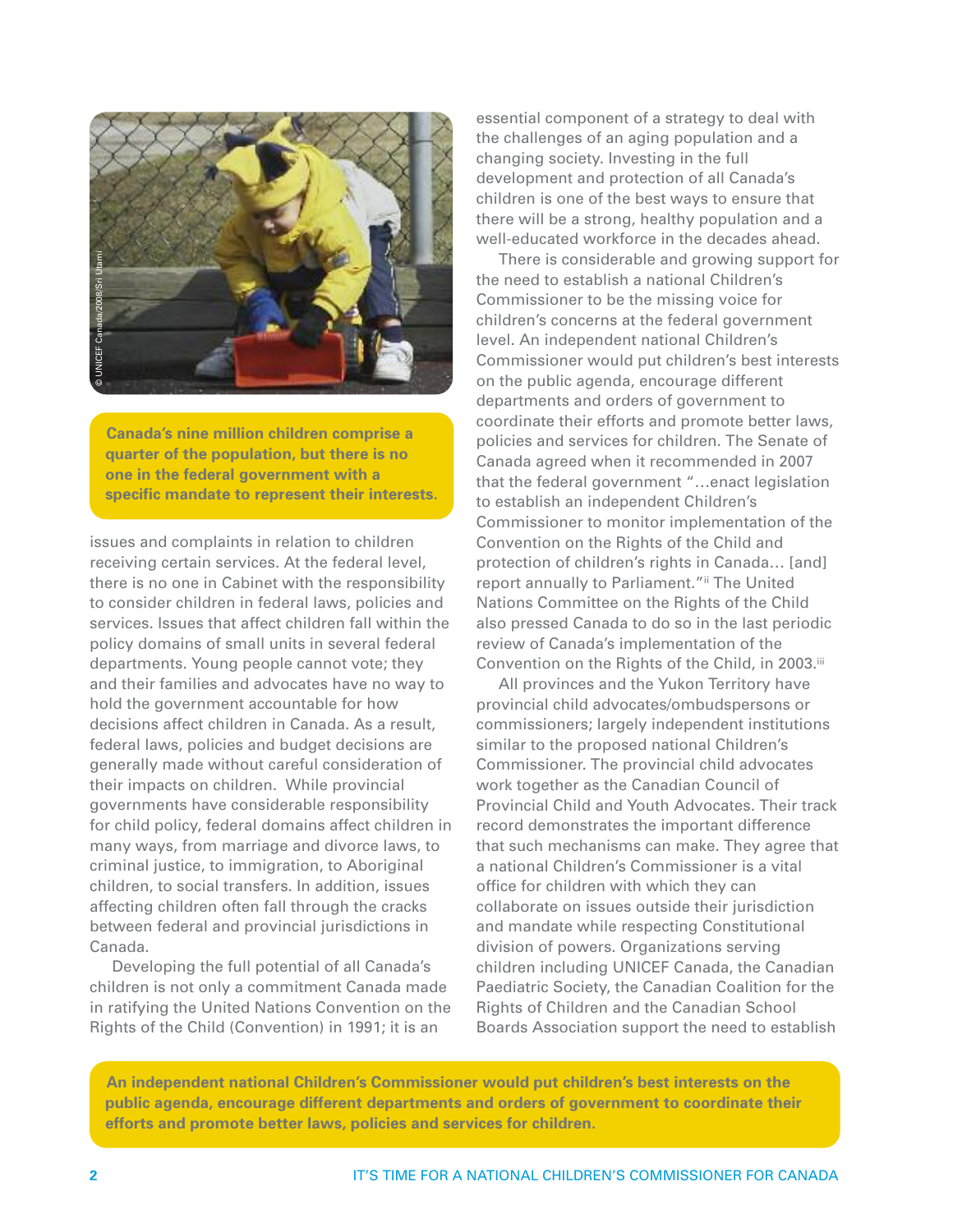**Canada's nine million children comprise a quarter of the population, but there is no one in the federal government with a specific mandate to represent their interests.**

issues and complaints in relation to children receiving certain services. At the federal level, there is no one in Cabinet with the responsibility to consider children in federal laws, policies and services. Issues that affect children fall within the policy domains of small units in several federal departments. Young people cannot vote; they and their families and advocates have no way to hold the government accountable for how decisions affect children in Canada. As a result, federal laws, policies and budget decisions are generally made without careful consideration of their impacts on children. While provincial governments have considerable responsibility for child policy, federal domains affect children in many ways, from marriage and divorce laws, to criminal justice, to immigration, to Aboriginal children, to social transfers. In addition, issues affecting children often fall through the cracks between federal and provincial jurisdictions in Canada.

Developing the full potential of all Canada's children is not only a commitment Canada made in ratifying the United Nations Convention on the Rights of the Child (Convention) in 1991; it is an essential component of a strategy to deal with the challenges of an aging population and a changing society. Investing in the full development and protection of all Canada's children is one of the best ways to ensure that there will be a strong, healthy population and a well-educated workforce in the decades ahead.

There is considerable and growing support for the need to establish a national Children's Commissioner to be the missing voice for children's concerns at the federal government level. An independent national Children's Commissioner would put children's best interests on the public agenda, encourage different departments and orders of government to coordinate their efforts and promote better laws, policies and services for children. The Senate of Canada agreed when it recommended in 2007 that the federal government "…enact legislation to establish an independent Children's Commissioner to monitor implementation of the Convention on the Rights of the Child and protection of children's rights in Canada… [and] report annually to Parliament."[ii] The United Nations Committee on the Rights of the Child also pressed Canada to do so in the last periodic review of Canada's implementation of the Convention on the Rights of the Child, in 2003.[iii]

All provinces and the Yukon Territory have provincial child advocates/ombudspersons or commissioners; largely independent institutions similar to the proposed national Children's Commissioner. The provincial child advocates work together as the Canadian Council of Provincial Child and Youth Advocates. Their track record demonstrates the important difference that such mechanisms can make. They agree that a national Children's Commissioner is a vital office for children with which they can collaborate on issues outside their jurisdiction and mandate while respecting Constitutional division of powers. Organizations serving children including UNICEF Canada, the Canadian Paediatric Society, the Canadian Coalition for the Rights of Children and the Canadian School Boards Association support the need to establish

**An independent national Children's Commissioner would put children's best interests on the public agenda, encourage different departments and orders of government to coordinate their efforts and promote better laws, policies and services for children.**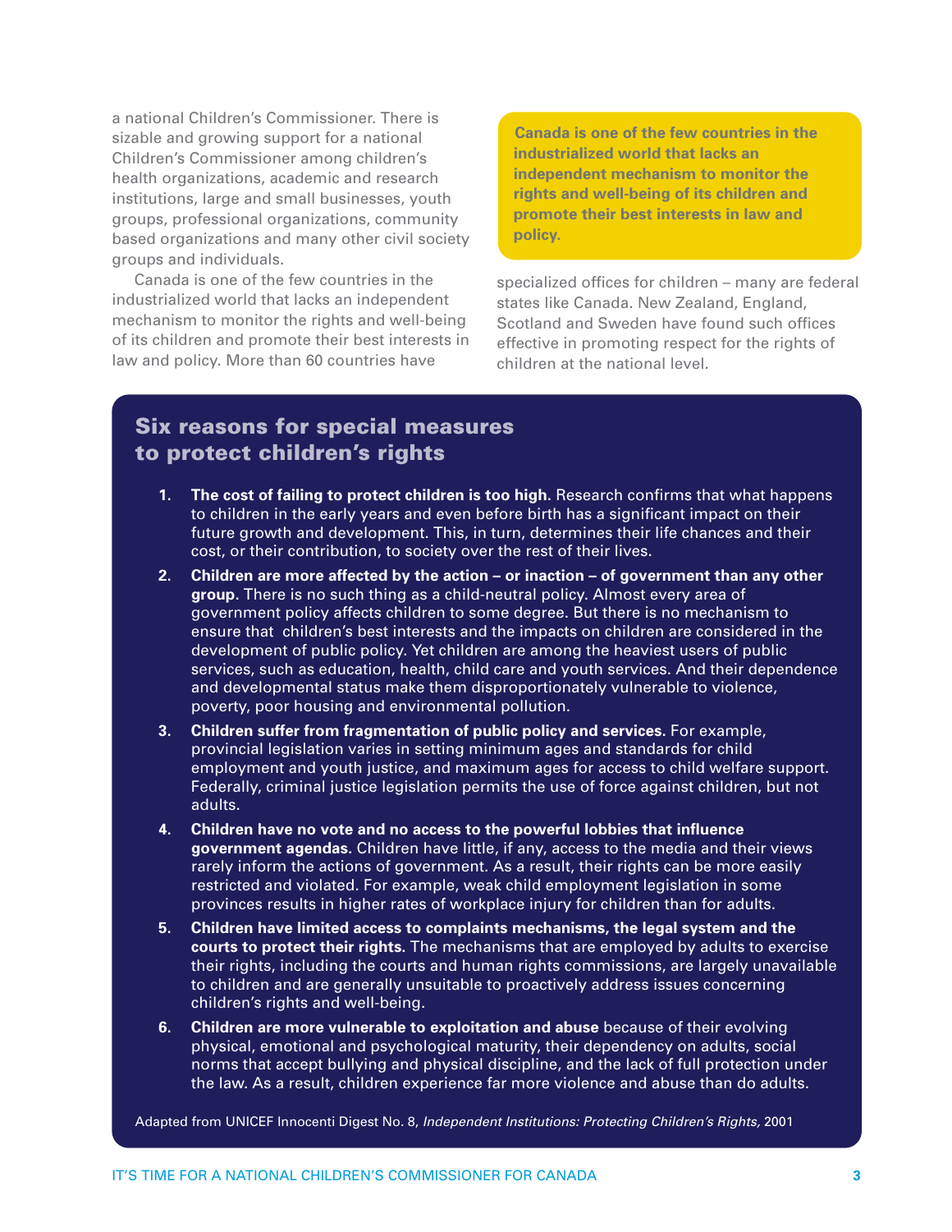a national Children's Commissioner. There is sizable and growing support for a national Children's Commissioner among children's health organizations, academic and research institutions, large and small businesses, youth groups, professional organizations, community based organizations and many other civil society groups and individuals.

Canada is one of the few countries in the industrialized world that lacks an independent mechanism to monitor the rights and well-being of its children and promote their best interests in law and policy. More than 60 countries have specialized offices for children – many are federal states like Canada. New Zealand, England, Scotland and Sweden have found such offices effective in promoting respect for the rights of children at the national level.

**Canada is one of the few countries in the industrialized world that lacks an independent mechanism to monitor the rights and well-being of its children and promote their best interests in law and policy.**

## Six reasons for special measures to protect children's rights

1. **The cost of failing to protect children is too high.** Research confirms that what happens to children in the early years and even before birth has a significant impact on their future growth and development. This, in turn, determines their life chances and their cost, or their contribution, to society over the rest of their lives.
2. **Children are more affected by the action – or inaction – of government than any other group.** There is no such thing as a child-neutral policy. Almost every area of government policy affects children to some degree. But there is no mechanism to ensure that children's best interests and the impacts on children are considered in the development of public policy. Yet children are among the heaviest users of public services, such as education, health, child care and youth services. And their dependence and developmental status make them disproportionately vulnerable to violence, poverty, poor housing and environmental pollution.
3. **Children suffer from fragmentation of public policy and services.** For example, provincial legislation varies in setting minimum ages and standards for child employment and youth justice, and maximum ages for access to child welfare support. Federally, criminal justice legislation permits the use of force against children, but not adults.
4. **Children have no vote and no access to the powerful lobbies that influence government agendas.** Children have little, if any, access to the media and their views rarely inform the actions of government. As a result, their rights can be more easily restricted and violated. For example, weak child employment legislation in some provinces results in higher rates of workplace injury for children than for adults.
5. **Children have limited access to complaints mechanisms, the legal system and the courts to protect their rights.** The mechanisms that are employed by adults to exercise their rights, including the courts and human rights commissions, are largely unavailable to children and are generally unsuitable to proactively address issues concerning children's rights and well-being.
6. **Children are more vulnerable to exploitation and abuse** because of their evolving physical, emotional and psychological maturity, their dependency on adults, social norms that accept bullying and physical discipline, and the lack of full protection under the law. As a result, children experience far more violence and abuse than do adults.

Adapted from UNICEF Innocenti Digest No. 8, *Independent Institutions: Protecting Children's Rights,* 2001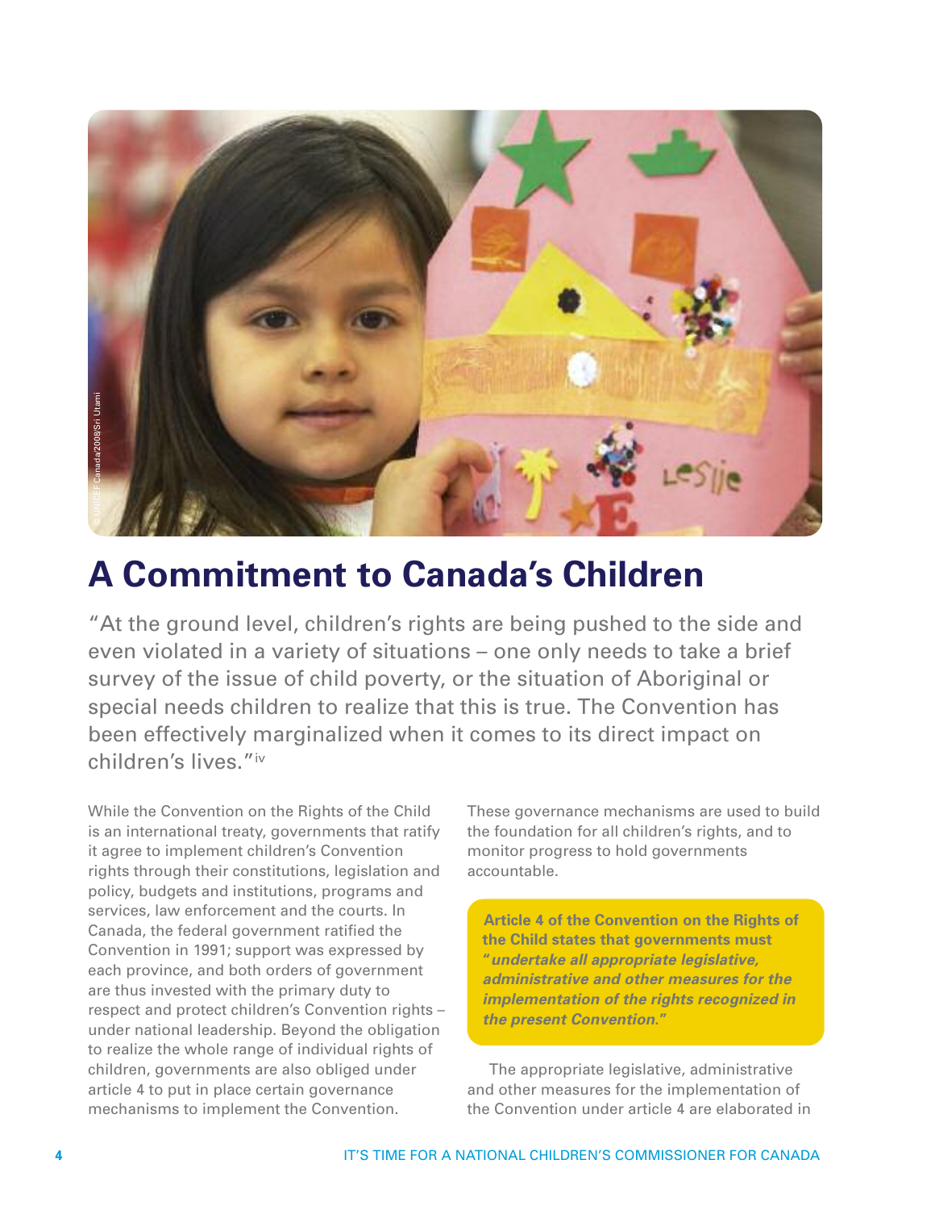# A Commitment to Canada's Children

"At the ground level, children's rights are being pushed to the side and even violated in a variety of situations – one only needs to take a brief survey of the issue of child poverty, or the situation of Aboriginal or special needs children to realize that this is true. The Convention has been effectively marginalized when it comes to its direct impact on children's lives."[iv]

While the Convention on the Rights of the Child is an international treaty, governments that ratify it agree to implement children's Convention rights through their constitutions, legislation and policy, budgets and institutions, programs and services, law enforcement and the courts. In Canada, the federal government ratified the Convention in 1991; support was expressed by each province, and both orders of government are thus invested with the primary duty to respect and protect children's Convention rights – under national leadership. Beyond the obligation to realize the whole range of individual rights of children, governments are also obliged under article 4 to put in place certain governance mechanisms to implement the Convention.

These governance mechanisms are used to build the foundation for all children's rights, and to monitor progress to hold governments accountable.

**Article 4 of the Convention on the Rights of the Child states that governments must "*undertake all appropriate legislative, administrative and other measures for the implementation of the rights recognized in the present Convention.*"**

The appropriate legislative, administrative and other measures for the implementation of the Convention under article 4 are elaborated in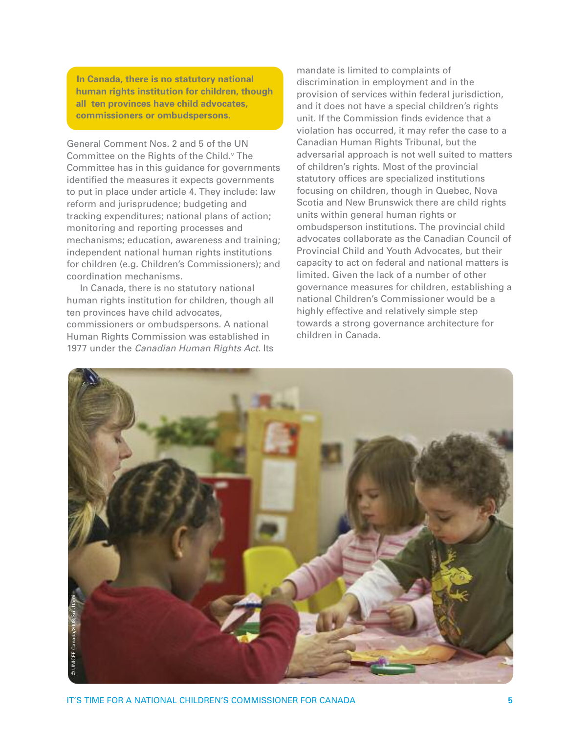> **In Canada, there is no statutory national human rights institution for children, though all ten provinces have child advocates, commissioners or ombudspersons.**

General Comment Nos. 2 and 5 of the UN Committee on the Rights of the Child.[v] The Committee has in this guidance for governments identified the measures it expects governments to put in place under article 4. They include: law reform and jurisprudence; budgeting and tracking expenditures; national plans of action; monitoring and reporting processes and mechanisms; education, awareness and training; independent national human rights institutions for children (e.g. Children's Commissioners); and coordination mechanisms.

In Canada, there is no statutory national human rights institution for children, though all ten provinces have child advocates, commissioners or ombudspersons. A national Human Rights Commission was established in 1977 under the *Canadian Human Rights Act*. Its mandate is limited to complaints of discrimination in employment and in the provision of services within federal jurisdiction, and it does not have a special children's rights unit. If the Commission finds evidence that a violation has occurred, it may refer the case to a Canadian Human Rights Tribunal, but the adversarial approach is not well suited to matters of children's rights. Most of the provincial statutory offices are specialized institutions focusing on children, though in Quebec, Nova Scotia and New Brunswick there are child rights units within general human rights or ombudsperson institutions. The provincial child advocates collaborate as the Canadian Council of Provincial Child and Youth Advocates, but their capacity to act on federal and national matters is limited. Given the lack of a number of other governance measures for children, establishing a national Children's Commissioner would be a highly effective and relatively simple step towards a strong governance architecture for children in Canada.

© UNICEF Canada/2008/Sri Utami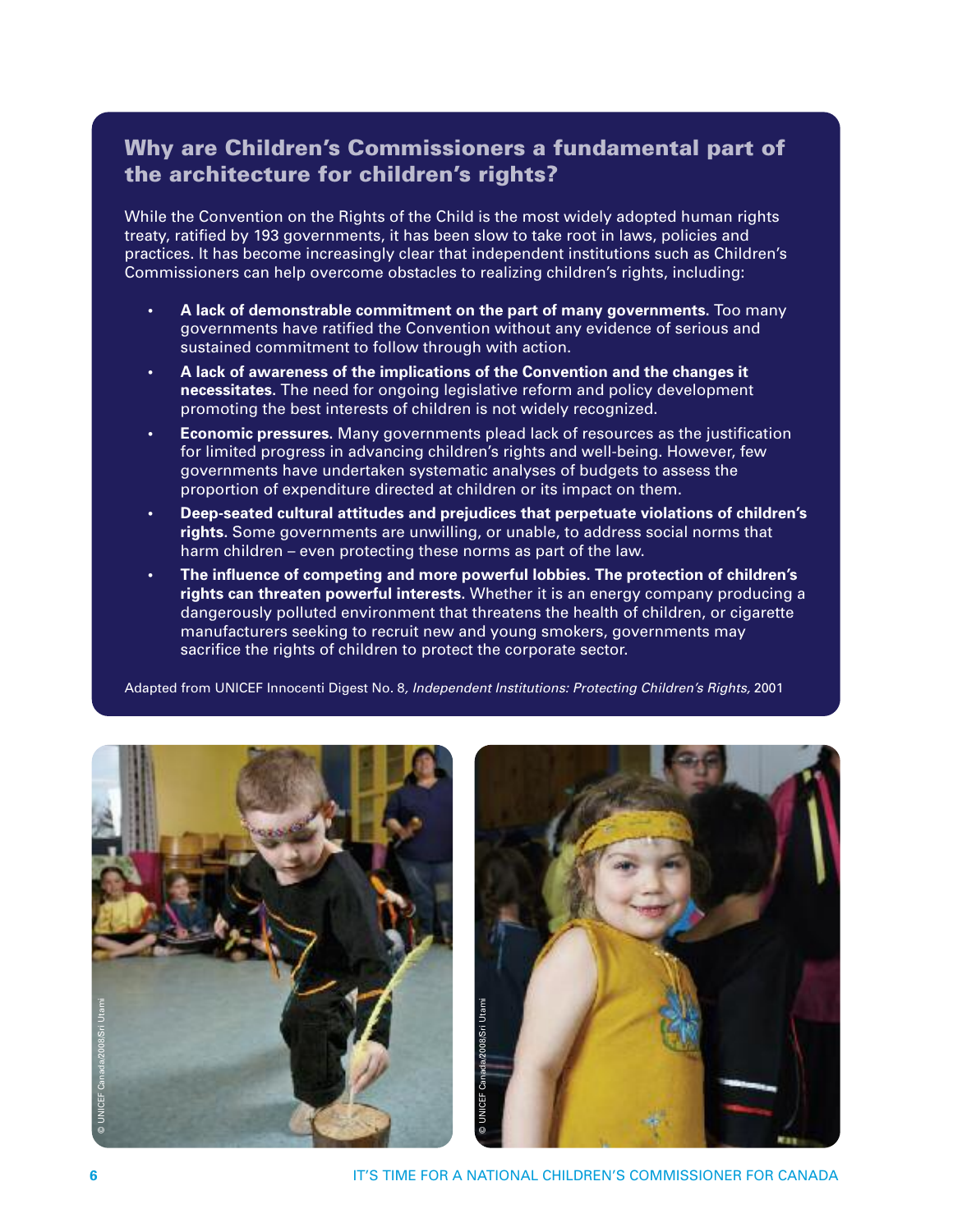## Why are Children's Commissioners a fundamental part of the architecture for children's rights?

While the Convention on the Rights of the Child is the most widely adopted human rights treaty, ratified by 193 governments, it has been slow to take root in laws, policies and practices. It has become increasingly clear that independent institutions such as Children's Commissioners can help overcome obstacles to realizing children's rights, including:

- **A lack of demonstrable commitment on the part of many governments.** Too many governments have ratified the Convention without any evidence of serious and sustained commitment to follow through with action.
- **A lack of awareness of the implications of the Convention and the changes it necessitates.** The need for ongoing legislative reform and policy development promoting the best interests of children is not widely recognized.
- **Economic pressures.** Many governments plead lack of resources as the justification for limited progress in advancing children's rights and well-being. However, few governments have undertaken systematic analyses of budgets to assess the proportion of expenditure directed at children or its impact on them.
- **Deep-seated cultural attitudes and prejudices that perpetuate violations of children's rights.** Some governments are unwilling, or unable, to address social norms that harm children – even protecting these norms as part of the law.
- **The influence of competing and more powerful lobbies. The protection of children's rights can threaten powerful interests.** Whether it is an energy company producing a dangerously polluted environment that threatens the health of children, or cigarette manufacturers seeking to recruit new and young smokers, governments may sacrifice the rights of children to protect the corporate sector.

Adapted from UNICEF Innocenti Digest No. 8*, Independent Institutions: Protecting Children's Rights,* 2001

© UNICEF Canada/2008/Sri Utami

© UNICEF Canada/2008/Sri Utami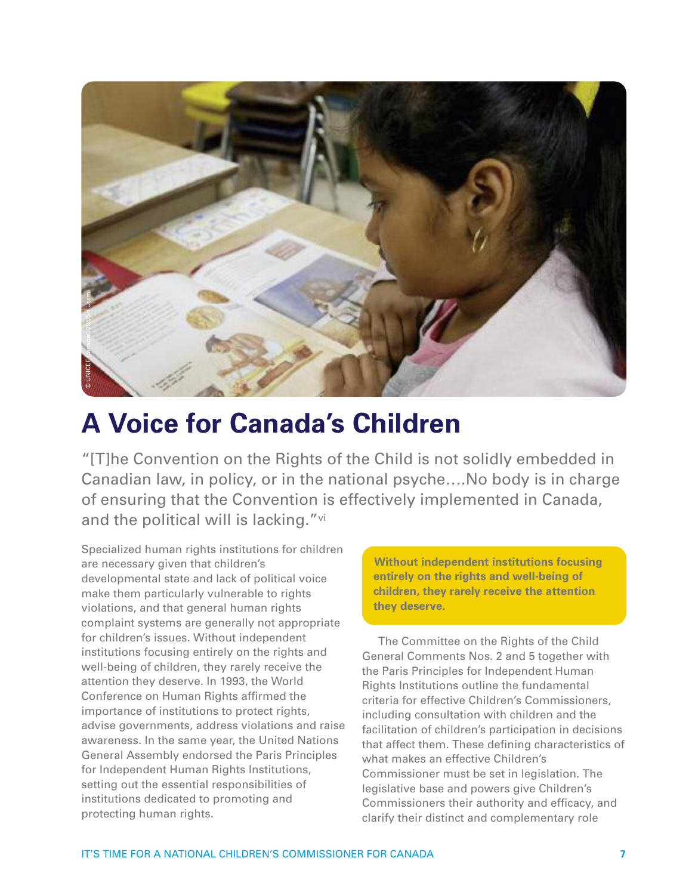# A Voice for Canada's Children

"[T]he Convention on the Rights of the Child is not solidly embedded in Canadian law, in policy, or in the national psyche....No body is in charge of ensuring that the Convention is effectively implemented in Canada, and the political will is lacking."[vi]

Specialized human rights institutions for children are necessary given that children's developmental state and lack of political voice make them particularly vulnerable to rights violations, and that general human rights complaint systems are generally not appropriate for children's issues. Without independent institutions focusing entirely on the rights and well-being of children, they rarely receive the attention they deserve. In 1993, the World Conference on Human Rights affirmed the importance of institutions to protect rights, advise governments, address violations and raise awareness. In the same year, the United Nations General Assembly endorsed the Paris Principles for Independent Human Rights Institutions, setting out the essential responsibilities of institutions dedicated to promoting and protecting human rights.

**Without independent institutions focusing entirely on the rights and well-being of children, they rarely receive the attention they deserve.**

The Committee on the Rights of the Child General Comments Nos. 2 and 5 together with the Paris Principles for Independent Human Rights Institutions outline the fundamental criteria for effective Children's Commissioners, including consultation with children and the facilitation of children's participation in decisions that affect them. These defining characteristics of what makes an effective Children's Commissioner must be set in legislation. The legislative base and powers give Children's Commissioners their authority and efficacy, and clarify their distinct and complementary role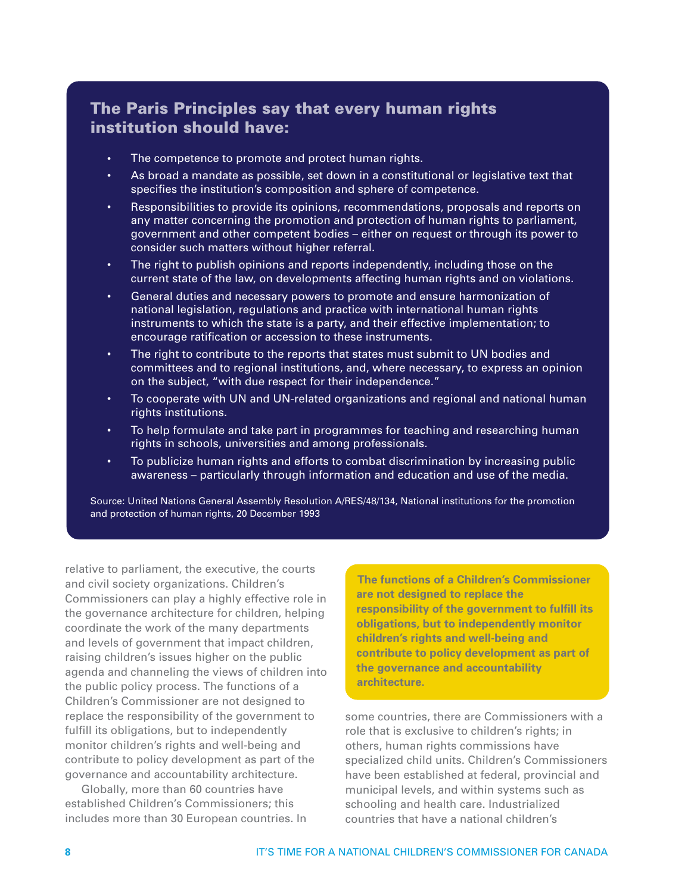## The Paris Principles say that every human rights institution should have:

- The competence to promote and protect human rights.
- As broad a mandate as possible, set down in a constitutional or legislative text that specifies the institution's composition and sphere of competence.
- Responsibilities to provide its opinions, recommendations, proposals and reports on any matter concerning the promotion and protection of human rights to parliament, government and other competent bodies – either on request or through its power to consider such matters without higher referral.
- The right to publish opinions and reports independently, including those on the current state of the law, on developments affecting human rights and on violations.
- General duties and necessary powers to promote and ensure harmonization of national legislation, regulations and practice with international human rights instruments to which the state is a party, and their effective implementation; to encourage ratification or accession to these instruments.
- The right to contribute to the reports that states must submit to UN bodies and committees and to regional institutions, and, where necessary, to express an opinion on the subject, "with due respect for their independence."
- To cooperate with UN and UN-related organizations and regional and national human rights institutions.
- To help formulate and take part in programmes for teaching and researching human rights in schools, universities and among professionals.
- To publicize human rights and efforts to combat discrimination by increasing public awareness – particularly through information and education and use of the media.

Source: United Nations General Assembly Resolution A/RES/48/134, National institutions for the promotion and protection of human rights, 20 December 1993

relative to parliament, the executive, the courts and civil society organizations. Children's Commissioners can play a highly effective role in the governance architecture for children, helping coordinate the work of the many departments and levels of government that impact children, raising children's issues higher on the public agenda and channeling the views of children into the public policy process. The functions of a Children's Commissioner are not designed to replace the responsibility of the government to fulfill its obligations, but to independently monitor children's rights and well-being and contribute to policy development as part of the governance and accountability architecture.

Globally, more than 60 countries have established Children's Commissioners; this includes more than 30 European countries. In some countries, there are Commissioners with a role that is exclusive to children's rights; in others, human rights commissions have specialized child units. Children's Commissioners have been established at federal, provincial and municipal levels, and within systems such as schooling and health care. Industrialized countries that have a national children's

**The functions of a Children's Commissioner are not designed to replace the responsibility of the government to fulfill its obligations, but to independently monitor children's rights and well-being and contribute to policy development as part of the governance and accountability architecture.**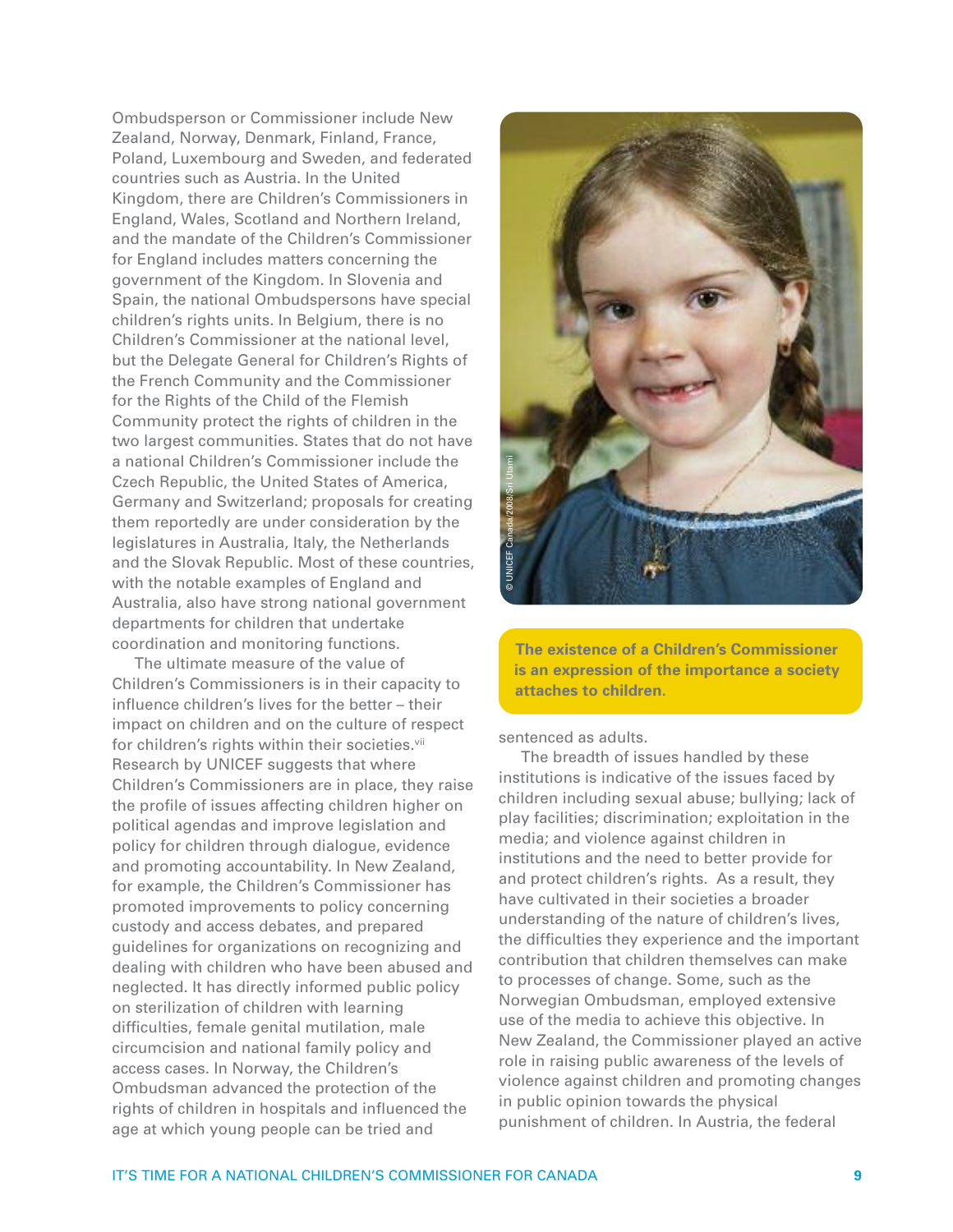Ombudsperson or Commissioner include New Zealand, Norway, Denmark, Finland, France, Poland, Luxembourg and Sweden, and federated countries such as Austria. In the United Kingdom, there are Children's Commissioners in England, Wales, Scotland and Northern Ireland, and the mandate of the Children's Commissioner for England includes matters concerning the government of the Kingdom. In Slovenia and Spain, the national Ombudspersons have special children's rights units. In Belgium, there is no Children's Commissioner at the national level, but the Delegate General for Children's Rights of the French Community and the Commissioner for the Rights of the Child of the Flemish Community protect the rights of children in the two largest communities. States that do not have a national Children's Commissioner include the Czech Republic, the United States of America, Germany and Switzerland; proposals for creating them reportedly are under consideration by the legislatures in Australia, Italy, the Netherlands and the Slovak Republic. Most of these countries, with the notable examples of England and Australia, also have strong national government departments for children that undertake coordination and monitoring functions.

The ultimate measure of the value of Children's Commissioners is in their capacity to influence children's lives for the better – their impact on children and on the culture of respect for children's rights within their societies.[vii] Research by UNICEF suggests that where Children's Commissioners are in place, they raise the profile of issues affecting children higher on political agendas and improve legislation and policy for children through dialogue, evidence and promoting accountability. In New Zealand, for example, the Children's Commissioner has promoted improvements to policy concerning custody and access debates, and prepared guidelines for organizations on recognizing and dealing with children who have been abused and neglected. It has directly informed public policy on sterilization of children with learning difficulties, female genital mutilation, male circumcision and national family policy and access cases. In Norway, the Children's Ombudsman advanced the protection of the rights of children in hospitals and influenced the age at which young people can be tried and sentenced as adults.

© UNICEF Canada/2008/Sri Utami

**The existence of a Children's Commissioner is an expression of the importance a society attaches to children.**

The breadth of issues handled by these institutions is indicative of the issues faced by children including sexual abuse; bullying; lack of play facilities; discrimination; exploitation in the media; and violence against children in institutions and the need to better provide for and protect children's rights. As a result, they have cultivated in their societies a broader understanding of the nature of children's lives, the difficulties they experience and the important contribution that children themselves can make to processes of change. Some, such as the Norwegian Ombudsman, employed extensive use of the media to achieve this objective. In New Zealand, the Commissioner played an active role in raising public awareness of the levels of violence against children and promoting changes in public opinion towards the physical punishment of children. In Austria, the federal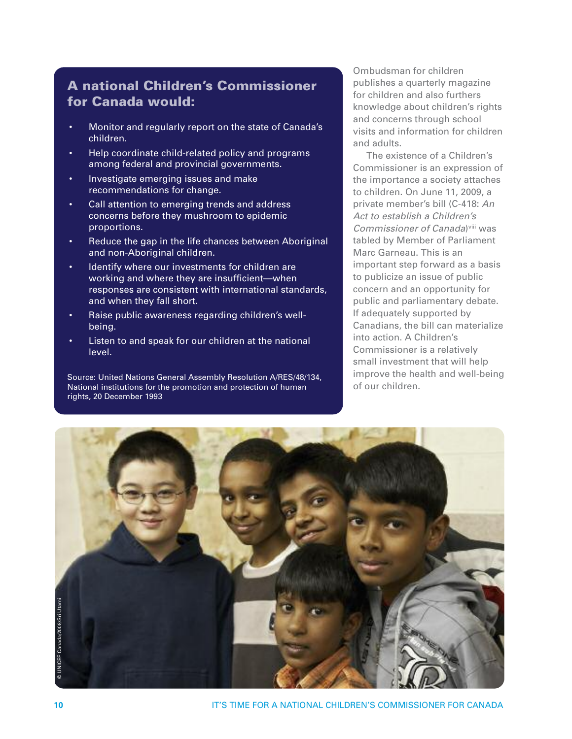## A national Children's Commissioner for Canada would:

- Monitor and regularly report on the state of Canada's children.
- Help coordinate child-related policy and programs among federal and provincial governments.
- Investigate emerging issues and make recommendations for change.
- Call attention to emerging trends and address concerns before they mushroom to epidemic proportions.
- Reduce the gap in the life chances between Aboriginal and non-Aboriginal children.
- Identify where our investments for children are working and where they are insufficient—when responses are consistent with international standards, and when they fall short.
- Raise public awareness regarding children's well-being.
- Listen to and speak for our children at the national level.

Source: United Nations General Assembly Resolution A/RES/48/134, National institutions for the promotion and protection of human rights, 20 December 1993

Ombudsman for children publishes a quarterly magazine for children and also furthers knowledge about children's rights and concerns through school visits and information for children and adults.

The existence of a Children's Commissioner is an expression of the importance a society attaches to children. On June 11, 2009, a private member's bill (C-418: *An Act to establish a Children's Commissioner of Canada*)[viii] was tabled by Member of Parliament Marc Garneau. This is an important step forward as a basis to publicize an issue of public concern and an opportunity for public and parliamentary debate. If adequately supported by Canadians, the bill can materialize into action. A Children's Commissioner is a relatively small investment that will help improve the health and well-being of our children.

© UNICEF Canada/2008/Sri Utami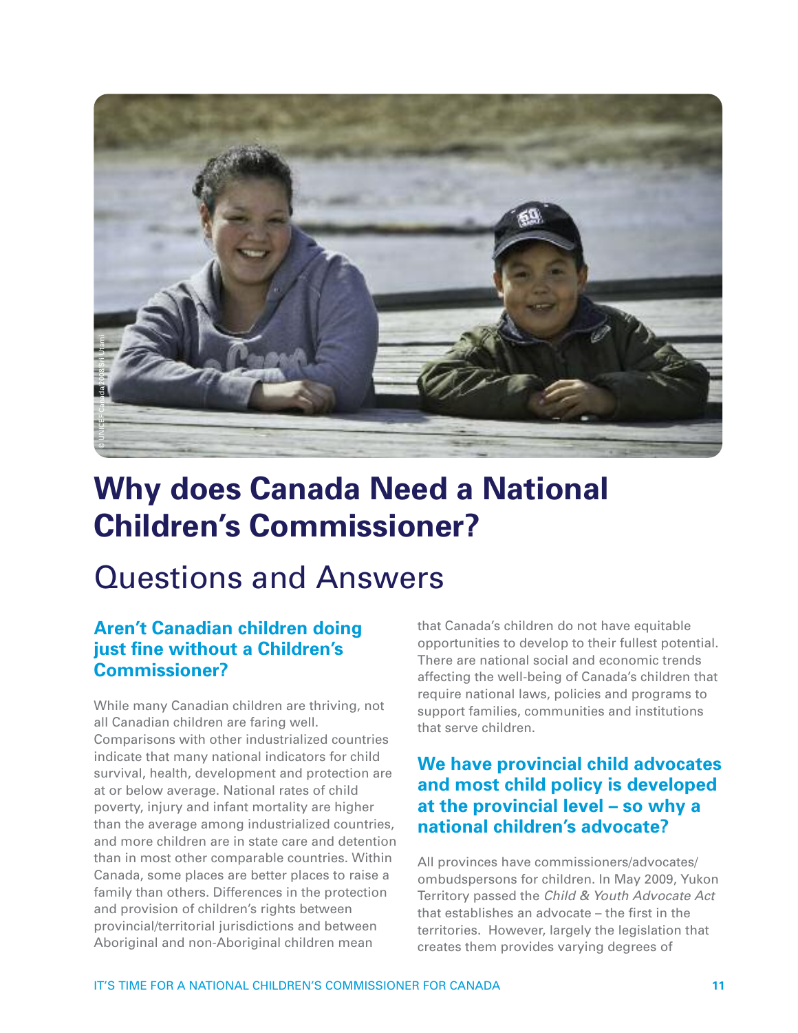# Why does Canada Need a National Children's Commissioner?

## Questions and Answers

### Aren't Canadian children doing just fine without a Children's Commissioner?

While many Canadian children are thriving, not all Canadian children are faring well. Comparisons with other industrialized countries indicate that many national indicators for child survival, health, development and protection are at or below average. National rates of child poverty, injury and infant mortality are higher than the average among industrialized countries, and more children are in state care and detention than in most other comparable countries. Within Canada, some places are better places to raise a family than others. Differences in the protection and provision of children's rights between provincial/territorial jurisdictions and between Aboriginal and non-Aboriginal children mean that Canada's children do not have equitable opportunities to develop to their fullest potential. There are national social and economic trends affecting the well-being of Canada's children that require national laws, policies and programs to support families, communities and institutions that serve children.

### We have provincial child advocates and most child policy is developed at the provincial level – so why a national children's advocate?

All provinces have commissioners/advocates/ombudspersons for children. In May 2009, Yukon Territory passed the *Child & Youth Advocate Act* that establishes an advocate – the first in the territories. However, largely the legislation that creates them provides varying degrees of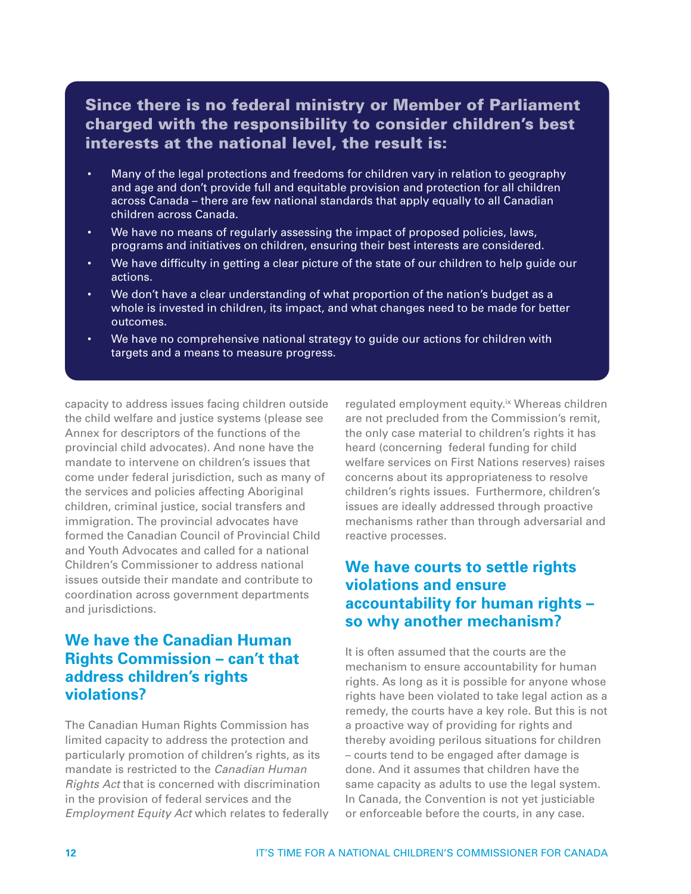## Since there is no federal ministry or Member of Parliament charged with the responsibility to consider children's best interests at the national level, the result is:

- Many of the legal protections and freedoms for children vary in relation to geography and age and don't provide full and equitable provision and protection for all children across Canada – there are few national standards that apply equally to all Canadian children across Canada.
- We have no means of regularly assessing the impact of proposed policies, laws, programs and initiatives on children, ensuring their best interests are considered.
- We have difficulty in getting a clear picture of the state of our children to help guide our actions.
- We don't have a clear understanding of what proportion of the nation's budget as a whole is invested in children, its impact, and what changes need to be made for better outcomes.
- We have no comprehensive national strategy to guide our actions for children with targets and a means to measure progress.

capacity to address issues facing children outside the child welfare and justice systems (please see Annex for descriptors of the functions of the provincial child advocates). And none have the mandate to intervene on children's issues that come under federal jurisdiction, such as many of the services and policies affecting Aboriginal children, criminal justice, social transfers and immigration. The provincial advocates have formed the Canadian Council of Provincial Child and Youth Advocates and called for a national Children's Commissioner to address national issues outside their mandate and contribute to coordination across government departments and jurisdictions.

## We have the Canadian Human Rights Commission – can't that address children's rights violations?

The Canadian Human Rights Commission has limited capacity to address the protection and particularly promotion of children's rights, as its mandate is restricted to the *Canadian Human Rights Act* that is concerned with discrimination in the provision of federal services and the *Employment Equity Act* which relates to federally regulated employment equity.[ix] Whereas children are not precluded from the Commission's remit, the only case material to children's rights it has heard (concerning federal funding for child welfare services on First Nations reserves) raises concerns about its appropriateness to resolve children's rights issues. Furthermore, children's issues are ideally addressed through proactive mechanisms rather than through adversarial and reactive processes.

## We have courts to settle rights violations and ensure accountability for human rights – so why another mechanism?

It is often assumed that the courts are the mechanism to ensure accountability for human rights. As long as it is possible for anyone whose rights have been violated to take legal action as a remedy, the courts have a key role. But this is not a proactive way of providing for rights and thereby avoiding perilous situations for children – courts tend to be engaged after damage is done. And it assumes that children have the same capacity as adults to use the legal system. In Canada, the Convention is not yet justiciable or enforceable before the courts, in any case.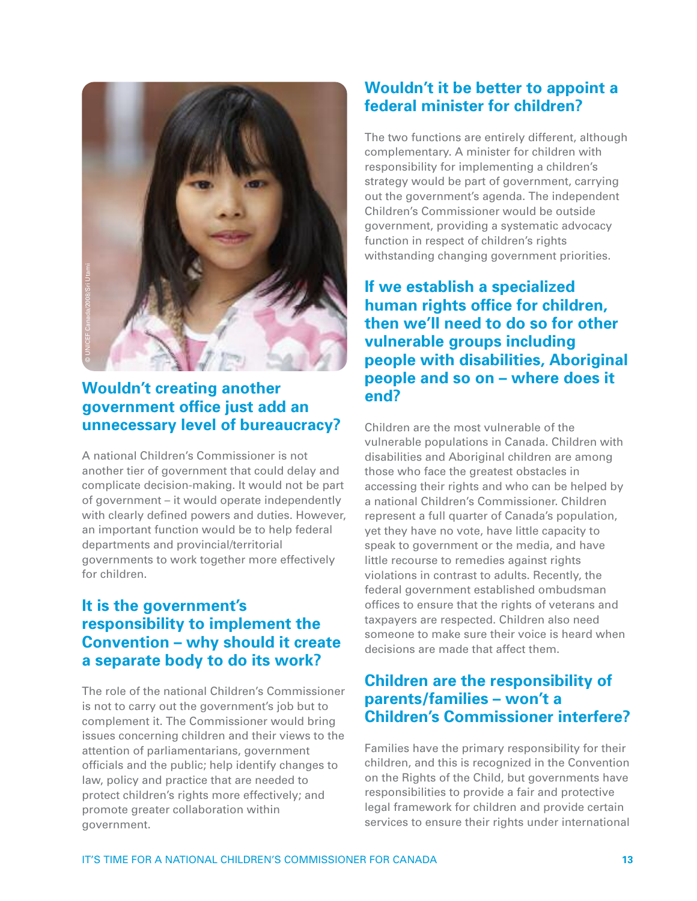## Wouldn't creating another government office just add an unnecessary level of bureaucracy?

A national Children's Commissioner is not another tier of government that could delay and complicate decision-making. It would not be part of government – it would operate independently with clearly defined powers and duties. However, an important function would be to help federal departments and provincial/territorial governments to work together more effectively for children.

## It is the government's responsibility to implement the Convention – why should it create a separate body to do its work?

The role of the national Children's Commissioner is not to carry out the government's job but to complement it. The Commissioner would bring issues concerning children and their views to the attention of parliamentarians, government officials and the public; help identify changes to law, policy and practice that are needed to protect children's rights more effectively; and promote greater collaboration within government.

## Wouldn't it be better to appoint a federal minister for children?

The two functions are entirely different, although complementary. A minister for children with responsibility for implementing a children's strategy would be part of government, carrying out the government's agenda. The independent Children's Commissioner would be outside government, providing a systematic advocacy function in respect of children's rights withstanding changing government priorities.

## If we establish a specialized human rights office for children, then we'll need to do so for other vulnerable groups including people with disabilities, Aboriginal people and so on – where does it end?

Children are the most vulnerable of the vulnerable populations in Canada. Children with disabilities and Aboriginal children are among those who face the greatest obstacles in accessing their rights and who can be helped by a national Children's Commissioner. Children represent a full quarter of Canada's population, yet they have no vote, have little capacity to speak to government or the media, and have little recourse to remedies against rights violations in contrast to adults. Recently, the federal government established ombudsman offices to ensure that the rights of veterans and taxpayers are respected. Children also need someone to make sure their voice is heard when decisions are made that affect them.

## Children are the responsibility of parents/families – won't a Children's Commissioner interfere?

Families have the primary responsibility for their children, and this is recognized in the Convention on the Rights of the Child, but governments have responsibilities to provide a fair and protective legal framework for children and provide certain services to ensure their rights under international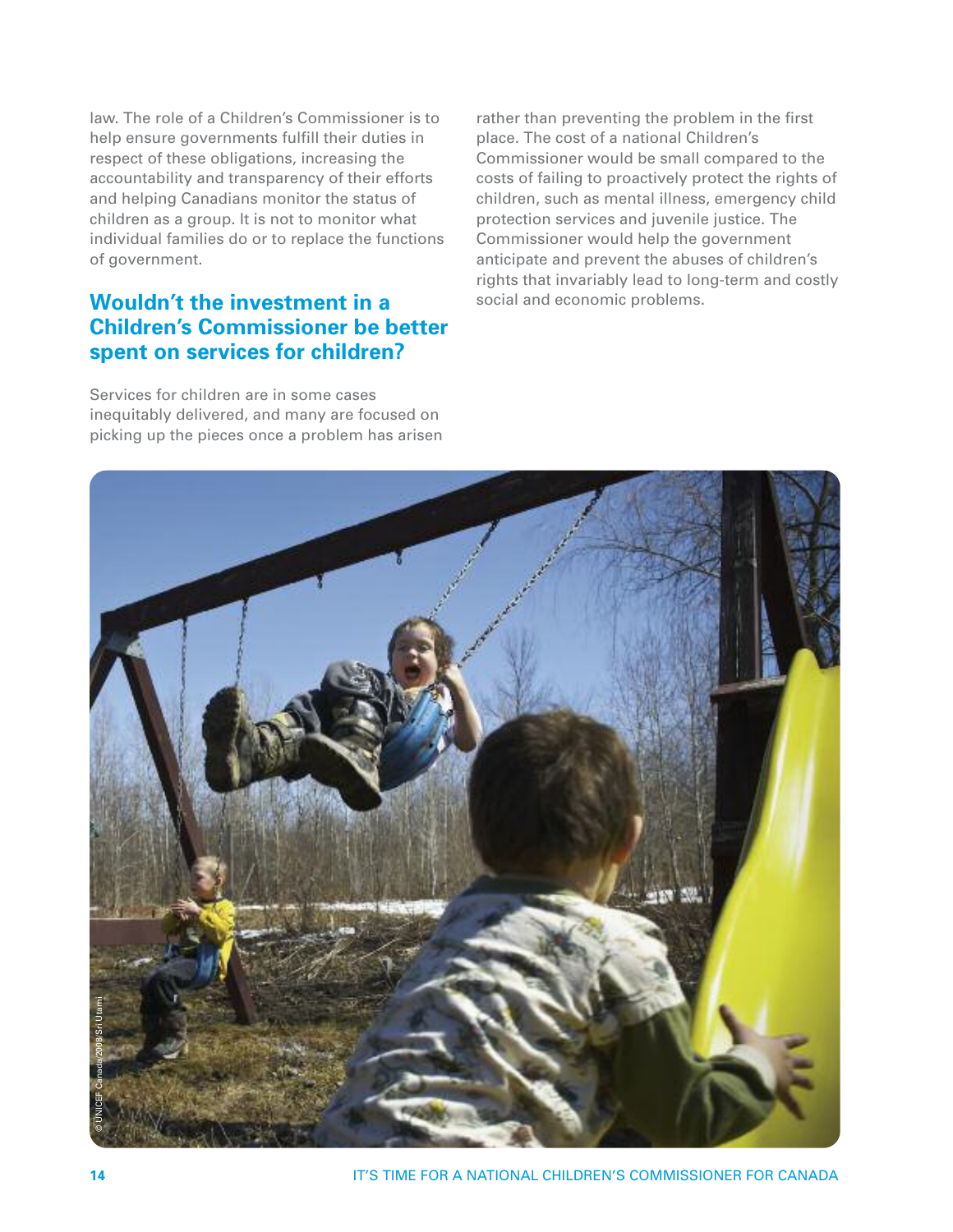law. The role of a Children's Commissioner is to help ensure governments fulfill their duties in respect of these obligations, increasing the accountability and transparency of their efforts and helping Canadians monitor the status of children as a group. It is not to monitor what individual families do or to replace the functions of government.

## Wouldn't the investment in a Children's Commissioner be better spent on services for children?

Services for children are in some cases inequitably delivered, and many are focused on picking up the pieces once a problem has arisen rather than preventing the problem in the first place. The cost of a national Children's Commissioner would be small compared to the costs of failing to proactively protect the rights of children, such as mental illness, emergency child protection services and juvenile justice. The Commissioner would help the government anticipate and prevent the abuses of children's rights that invariably lead to long-term and costly social and economic problems.

© UNICEF Canada/2008/Sri Utami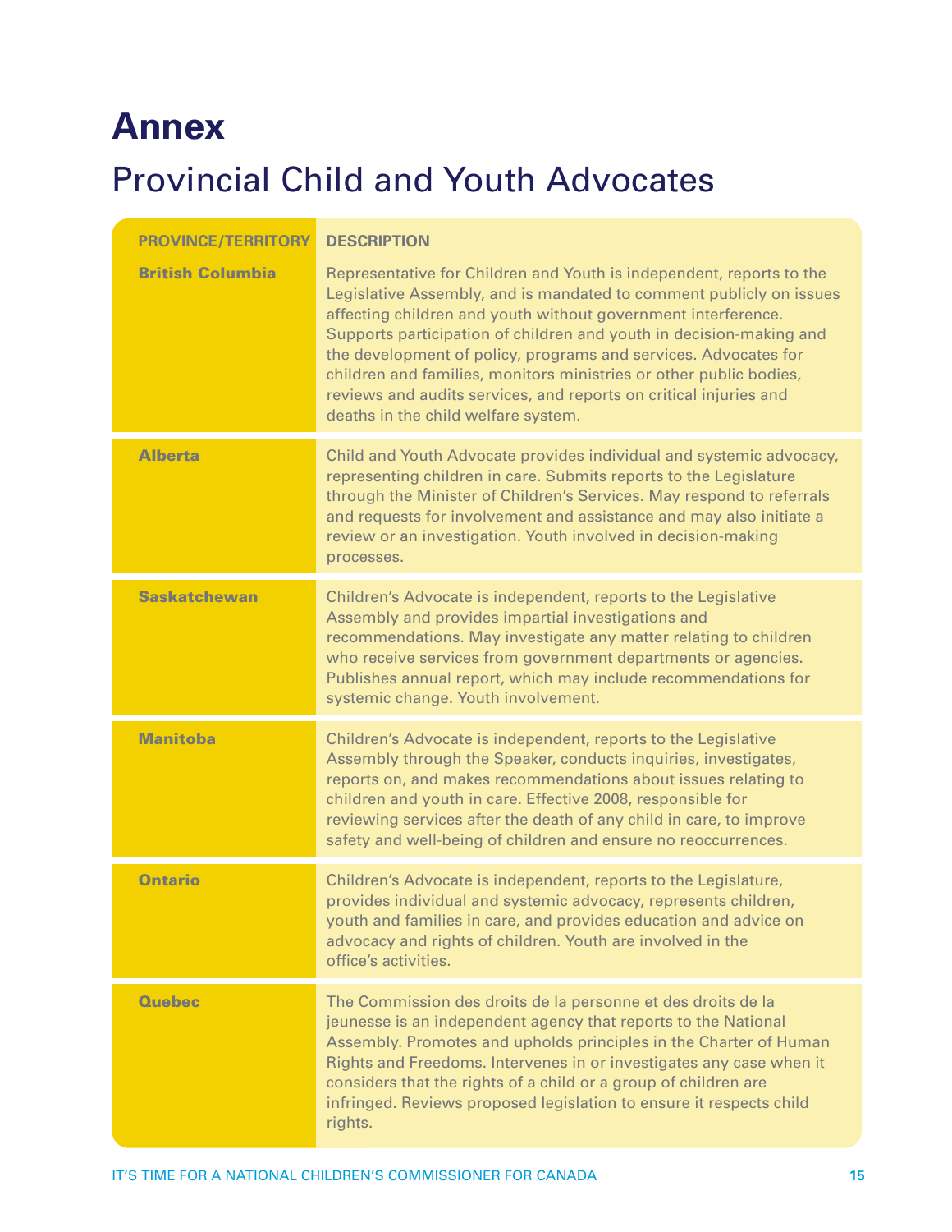# Annex

## Provincial Child and Youth Advocates

| PROVINCE/TERRITORY | DESCRIPTION |
|---|---|
| **British Columbia** | Representative for Children and Youth is independent, reports to the Legislative Assembly, and is mandated to comment publicly on issues affecting children and youth without government interference. Supports participation of children and youth in decision-making and the development of policy, programs and services. Advocates for children and families, monitors ministries or other public bodies, reviews and audits services, and reports on critical injuries and deaths in the child welfare system. |
| **Alberta** | Child and Youth Advocate provides individual and systemic advocacy, representing children in care. Submits reports to the Legislature through the Minister of Children's Services. May respond to referrals and requests for involvement and assistance and may also initiate a review or an investigation. Youth involved in decision-making processes. |
| **Saskatchewan** | Children's Advocate is independent, reports to the Legislative Assembly and provides impartial investigations and recommendations. May investigate any matter relating to children who receive services from government departments or agencies. Publishes annual report, which may include recommendations for systemic change. Youth involvement. |
| **Manitoba** | Children's Advocate is independent, reports to the Legislative Assembly through the Speaker, conducts inquiries, investigates, reports on, and makes recommendations about issues relating to children and youth in care. Effective 2008, responsible for reviewing services after the death of any child in care, to improve safety and well-being of children and ensure no reoccurrences. |
| **Ontario** | Children's Advocate is independent, reports to the Legislature, provides individual and systemic advocacy, represents children, youth and families in care, and provides education and advice on advocacy and rights of children. Youth are involved in the office's activities. |
| **Quebec** | The Commission des droits de la personne et des droits de la jeunesse is an independent agency that reports to the National Assembly. Promotes and upholds principles in the Charter of Human Rights and Freedoms. Intervenes in or investigates any case when it considers that the rights of a child or a group of children are infringed. Reviews proposed legislation to ensure it respects child rights. |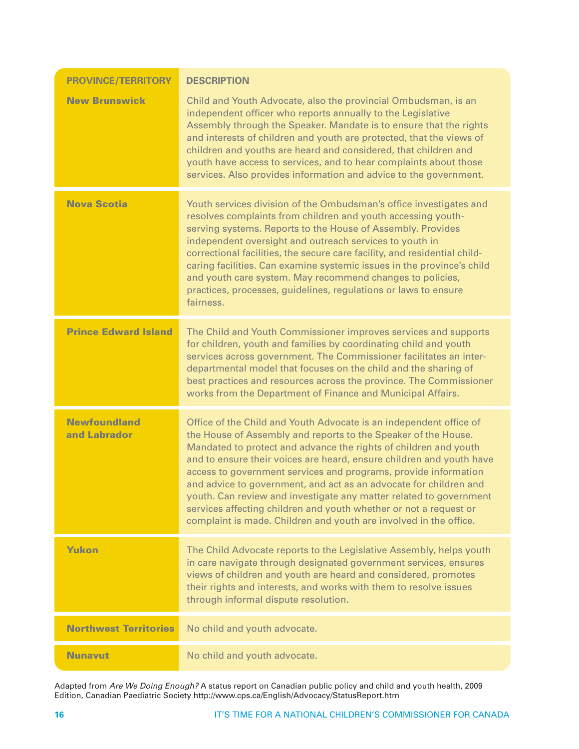| PROVINCE/TERRITORY | DESCRIPTION |
| --- | --- |
| **New Brunswick** | Child and Youth Advocate, also the provincial Ombudsman, is an independent officer who reports annually to the Legislative Assembly through the Speaker. Mandate is to ensure that the rights and interests of children and youth are protected, that the views of children and youths are heard and considered, that children and youth have access to services, and to hear complaints about those services. Also provides information and advice to the government. |
| **Nova Scotia** | Youth services division of the Ombudsman's office investigates and resolves complaints from children and youth accessing youth-serving systems. Reports to the House of Assembly. Provides independent oversight and outreach services to youth in correctional facilities, the secure care facility, and residential child-caring facilities. Can examine systemic issues in the province's child and youth care system. May recommend changes to policies, practices, processes, guidelines, regulations or laws to ensure fairness. |
| **Prince Edward Island** | The Child and Youth Commissioner improves services and supports for children, youth and families by coordinating child and youth services across government. The Commissioner facilitates an inter-departmental model that focuses on the child and the sharing of best practices and resources across the province. The Commissioner works from the Department of Finance and Municipal Affairs. |
| **Newfoundland and Labrador** | Office of the Child and Youth Advocate is an independent office of the House of Assembly and reports to the Speaker of the House. Mandated to protect and advance the rights of children and youth and to ensure their voices are heard, ensure children and youth have access to government services and programs, provide information and advice to government, and act as an advocate for children and youth. Can review and investigate any matter related to government services affecting children and youth whether or not a request or complaint is made. Children and youth are involved in the office. |
| **Yukon** | The Child Advocate reports to the Legislative Assembly, helps youth in care navigate through designated government services, ensures views of children and youth are heard and considered, promotes their rights and interests, and works with them to resolve issues through informal dispute resolution. |
| **Northwest Territories** | No child and youth advocate. |
| **Nunavut** | No child and youth advocate. |

Adapted from *Are We Doing Enough?* A status report on Canadian public policy and child and youth health, 2009 Edition, Canadian Paediatric Society http://www.cps.ca/English/Advocacy/StatusReport.htm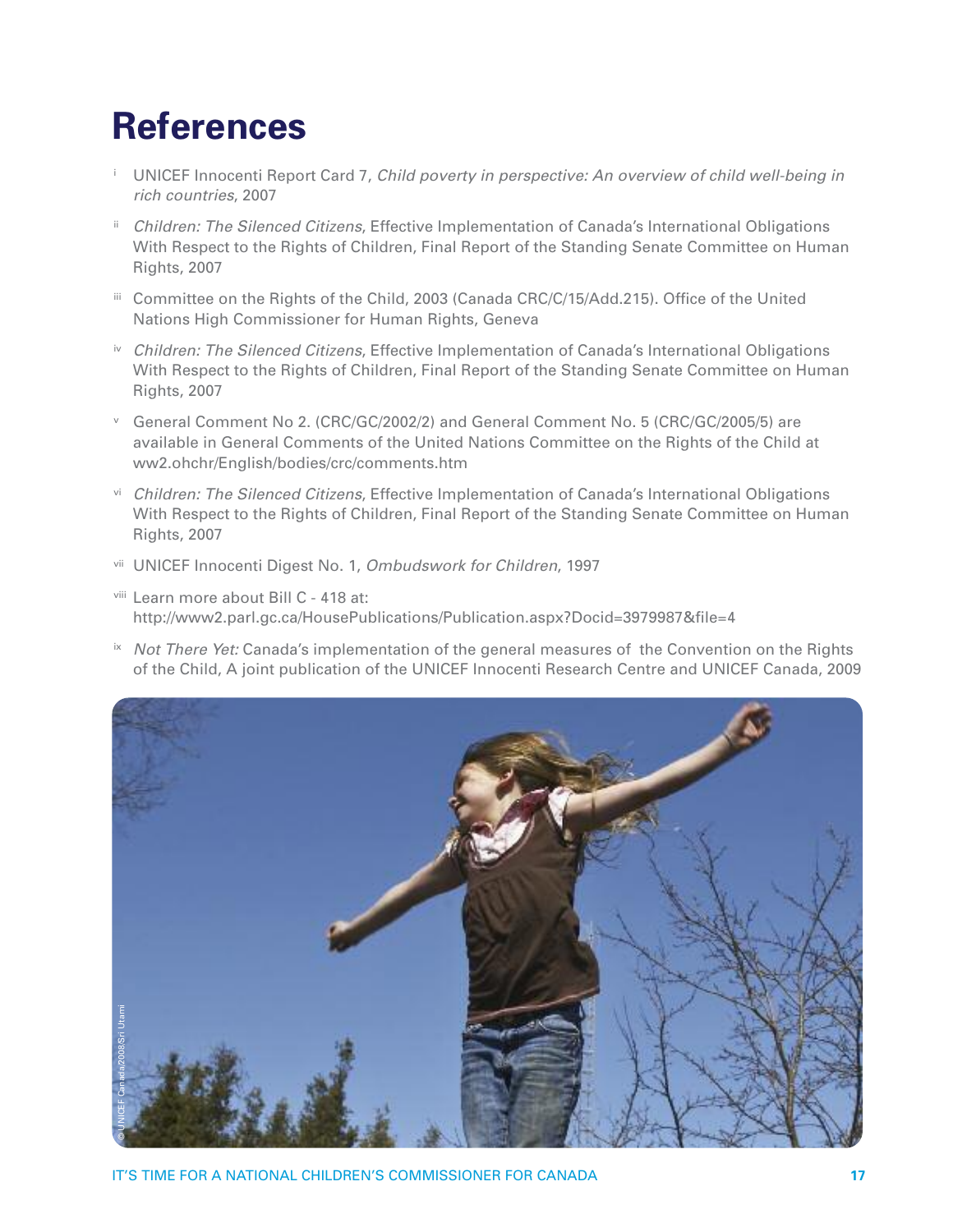# References

i UNICEF Innocenti Report Card 7, *Child poverty in perspective: An overview of child well-being in rich countries*, 2007

ii *Children: The Silenced Citizens*, Effective Implementation of Canada's International Obligations With Respect to the Rights of Children, Final Report of the Standing Senate Committee on Human Rights, 2007

iii Committee on the Rights of the Child, 2003 (Canada CRC/C/15/Add.215). Office of the United Nations High Commissioner for Human Rights, Geneva

iv *Children: The Silenced Citizens*, Effective Implementation of Canada's International Obligations With Respect to the Rights of Children, Final Report of the Standing Senate Committee on Human Rights, 2007

v General Comment No 2. (CRC/GC/2002/2) and General Comment No. 5 (CRC/GC/2005/5) are available in General Comments of the United Nations Committee on the Rights of the Child at ww2.ohchr/English/bodies/crc/comments.htm

vi *Children: The Silenced Citizens*, Effective Implementation of Canada's International Obligations With Respect to the Rights of Children, Final Report of the Standing Senate Committee on Human Rights, 2007

vii UNICEF Innocenti Digest No. 1, *Ombudswork for Children*, 1997

viii Learn more about Bill C - 418 at: http://www2.parl.gc.ca/HousePublications/Publication.aspx?Docid=3979987&file=4

ix *Not There Yet:* Canada's implementation of the general measures of the Convention on the Rights of the Child, A joint publication of the UNICEF Innocenti Research Centre and UNICEF Canada, 2009

© UNICEF Canada/2008/Sri Utami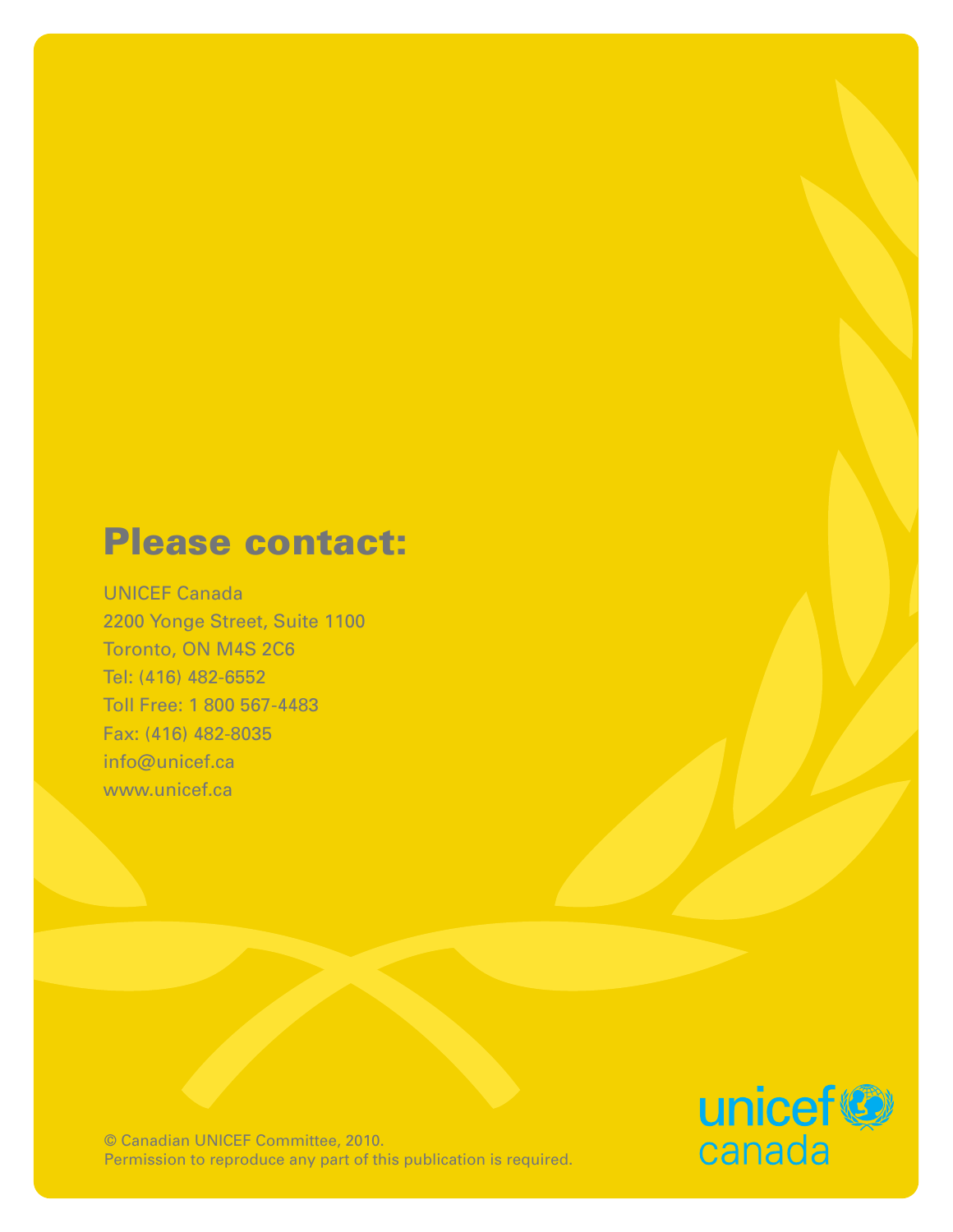## Please contact:

UNICEF Canada
2200 Yonge Street, Suite 1100
Toronto, ON M4S 2C6
Tel: (416) 482-6552
Toll Free: 1 800 567-4483
Fax: (416) 482-8035
info@unicef.ca
www.unicef.ca

© Canadian UNICEF Committee, 2010.
Permission to reproduce any part of this publication is required.

unicef canada